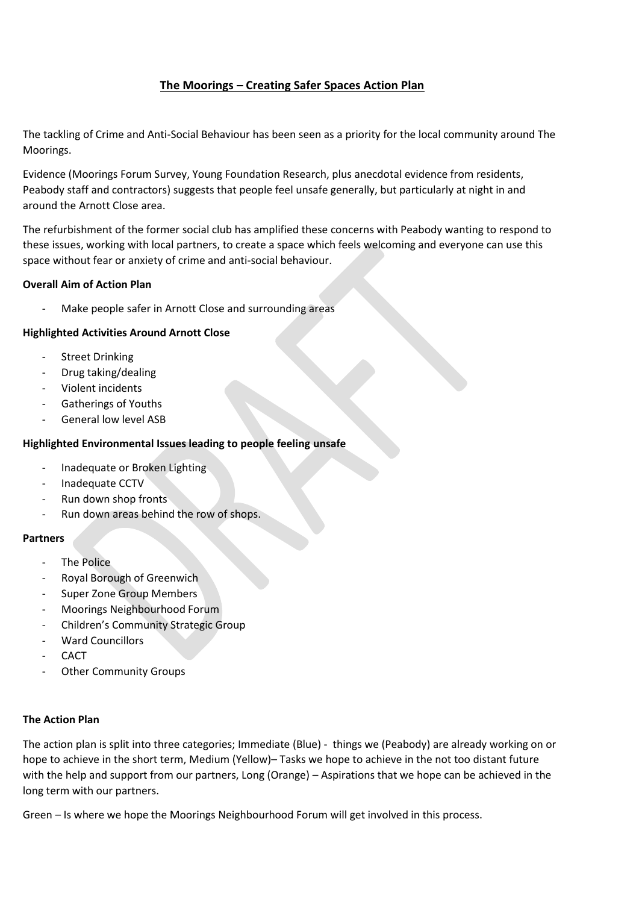# The Moorings – Creating Safer Spaces Action Plan

The tackling of Crime and Anti-Social Behaviour has been seen as a priority for the local community around The Moorings.

Evidence (Moorings Forum Survey, Young Foundation Research, plus anecdotal evidence from residents, Peabody staff and contractors) suggests that people feel unsafe generally, but particularly at night in and around the Arnott Close area.

The refurbishment of the former social club has amplified these concerns with Peabody wanting to respond to these issues, working with local partners, to create a space which feels welcoming and everyone can use this space without fear or anxiety of crime and anti-social behaviour.

**Overall Aim of Action Plan**

- Make people safer in Arnott Close and surrounding areas

**Highlighted Activities Around Arnott Close**

- Street Drinking
- Drug taking/dealing
- Violent incidents
- Gatherings of Youths
- General low level ASB

**Highlighted Environmental Issues leading to people feeling unsafe**

- Inadequate or Broken Lighting
- Inadequate CCTV
- Run down shop fronts
- Run down areas behind the row of shops.

**Partners**

- The Police
- Royal Borough of Greenwich
- Super Zone Group Members
- Moorings Neighbourhood Forum
- Children's Community Strategic Group
- Ward Councillors
- CACT
- Other Community Groups

**The Action Plan**

The action plan is split into three categories; Immediate (Blue) - things we (Peabody) are already working on or hope to achieve in the short term, Medium (Yellow)– Tasks we hope to achieve in the not too distant future with the help and support from our partners, Long (Orange) – Aspirations that we hope can be achieved in the long term with our partners.

Green – Is where we hope the Moorings Neighbourhood Forum will get involved in this process.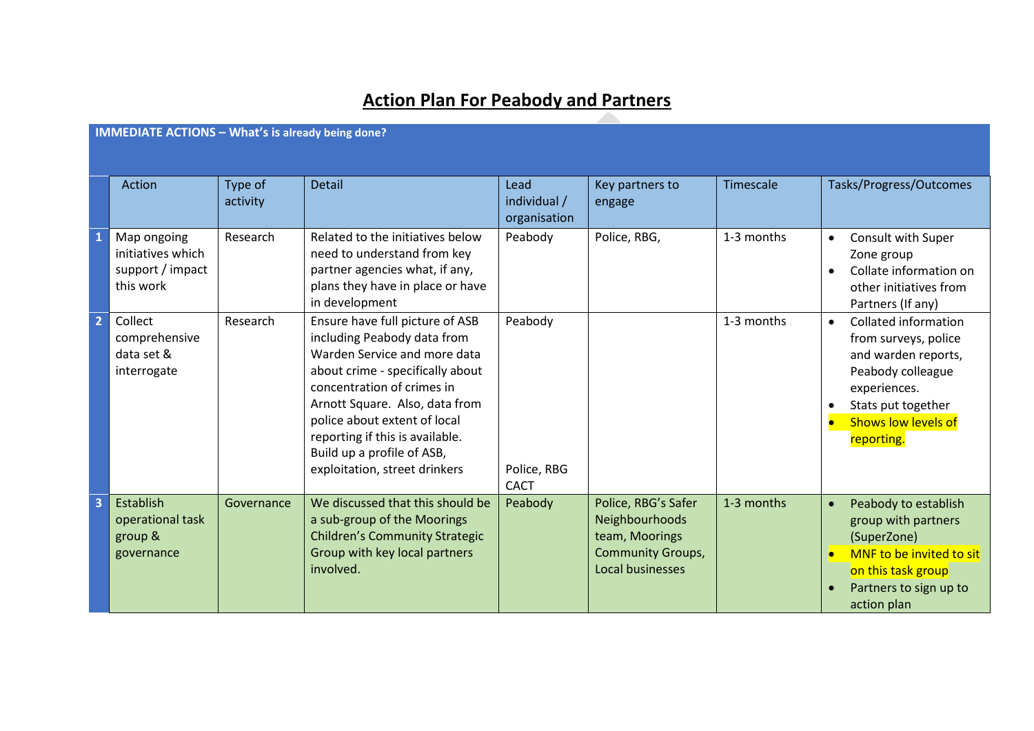# Action Plan For Peabody and Partners

**IMMEDIATE ACTIONS – What's is already being done?**

| | Action | Type of activity | Detail | Lead individual / organisation | Key partners to engage | Timescale | Tasks/Progress/Outcomes |
|---|---|---|---|---|---|---|---|
| 1 | Map ongoing initiatives which support / impact this work | Research | Related to the initiatives below need to understand from key partner agencies what, if any, plans they have in place or have in development | Peabody | Police, RBG, | 1-3 months | • Consult with Super Zone group<br>• Collate information on other initiatives from Partners (If any) |
| 2 | Collect comprehensive data set & interrogate | Research | Ensure have full picture of ASB including Peabody data from Warden Service and more data about crime - specifically about concentration of crimes in Arnott Square. Also, data from police about extent of local reporting if this is available. Build up a profile of ASB, exploitation, street drinkers | Peabody<br><br>Police, RBG CACT | | 1-3 months | • Collated information from surveys, police and warden reports, Peabody colleague experiences.<br>• Stats put together<br>• Shows low levels of reporting. |
| 3 | Establish operational task group & governance | Governance | We discussed that this should be a sub-group of the Moorings Children's Community Strategic Group with key local partners involved. | Peabody | Police, RBG's Safer Neighbourhoods team, Moorings Community Groups, Local businesses | 1-3 months | • Peabody to establish group with partners (SuperZone)<br>• MNF to be invited to sit on this task group<br>• Partners to sign up to action plan |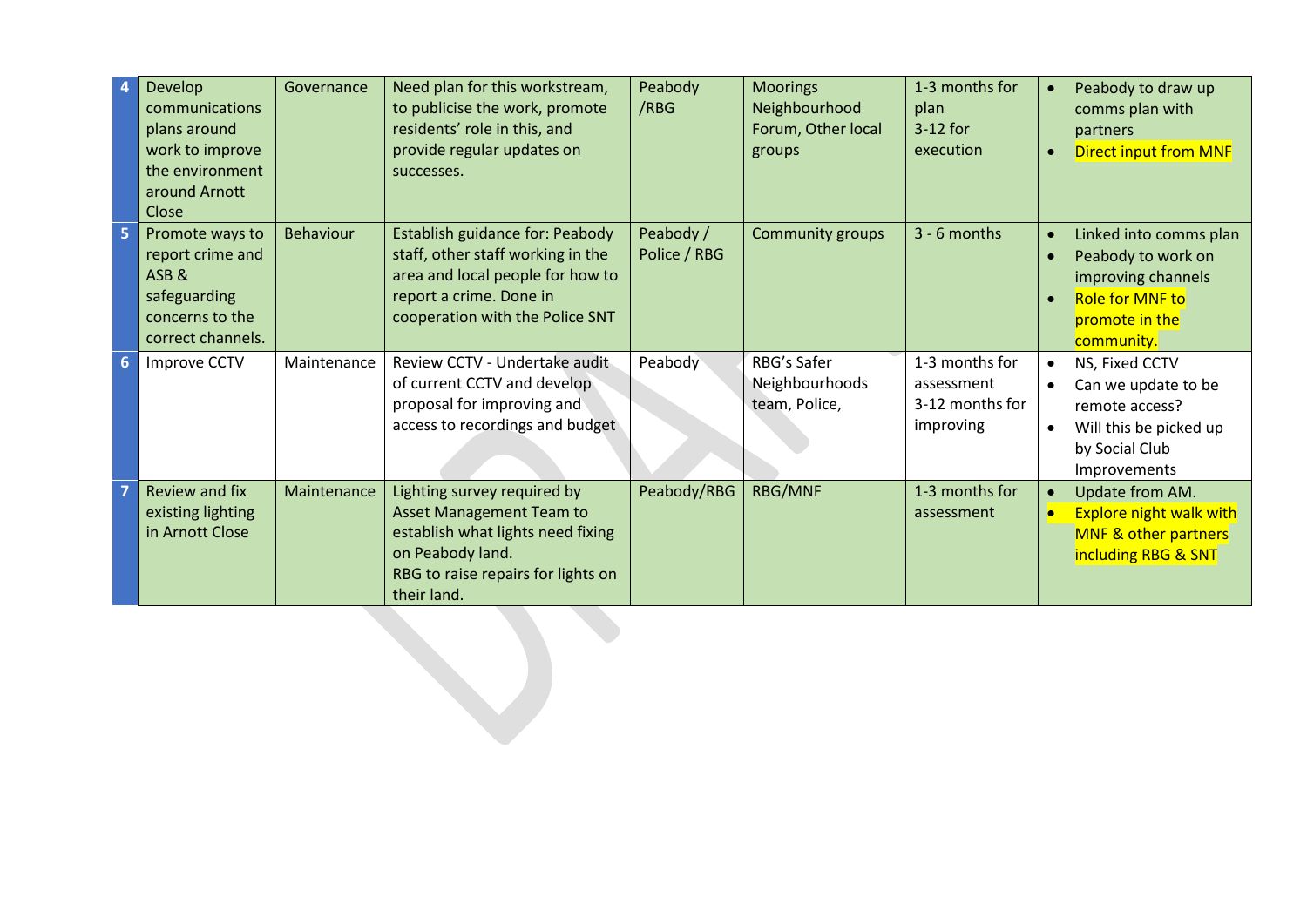| | | | | | | | |
|---|---|---|---|---|---|---|---|
| 4 | Develop communications plans around work to improve the environment around Arnott Close | Governance | Need plan for this workstream, to publicise the work, promote residents' role in this, and provide regular updates on successes. | Peabody /RBG | Moorings Neighbourhood Forum, Other local groups | 1-3 months for plan<br>3-12 for execution | • Peabody to draw up comms plan with partners<br>• Direct input from MNF |
| 5 | Promote ways to report crime and ASB & safeguarding concerns to the correct channels. | Behaviour | Establish guidance for: Peabody staff, other staff working in the area and local people for how to report a crime. Done in cooperation with the Police SNT | Peabody / Police / RBG | Community groups | 3 - 6 months | • Linked into comms plan<br>• Peabody to work on improving channels<br>• Role for MNF to promote in the community. |
| 6 | Improve CCTV | Maintenance | Review CCTV - Undertake audit of current CCTV and develop proposal for improving and access to recordings and budget | Peabody | RBG's Safer Neighbourhoods team, Police, | 1-3 months for assessment<br>3-12 months for improving | • NS, Fixed CCTV<br>• Can we update to be remote access?<br>• Will this be picked up by Social Club Improvements |
| 7 | Review and fix existing lighting in Arnott Close | Maintenance | Lighting survey required by Asset Management Team to establish what lights need fixing on Peabody land.<br>RBG to raise repairs for lights on their land. | Peabody/RBG | RBG/MNF | 1-3 months for assessment | • Update from AM.<br>• Explore night walk with MNF & other partners including RBG & SNT |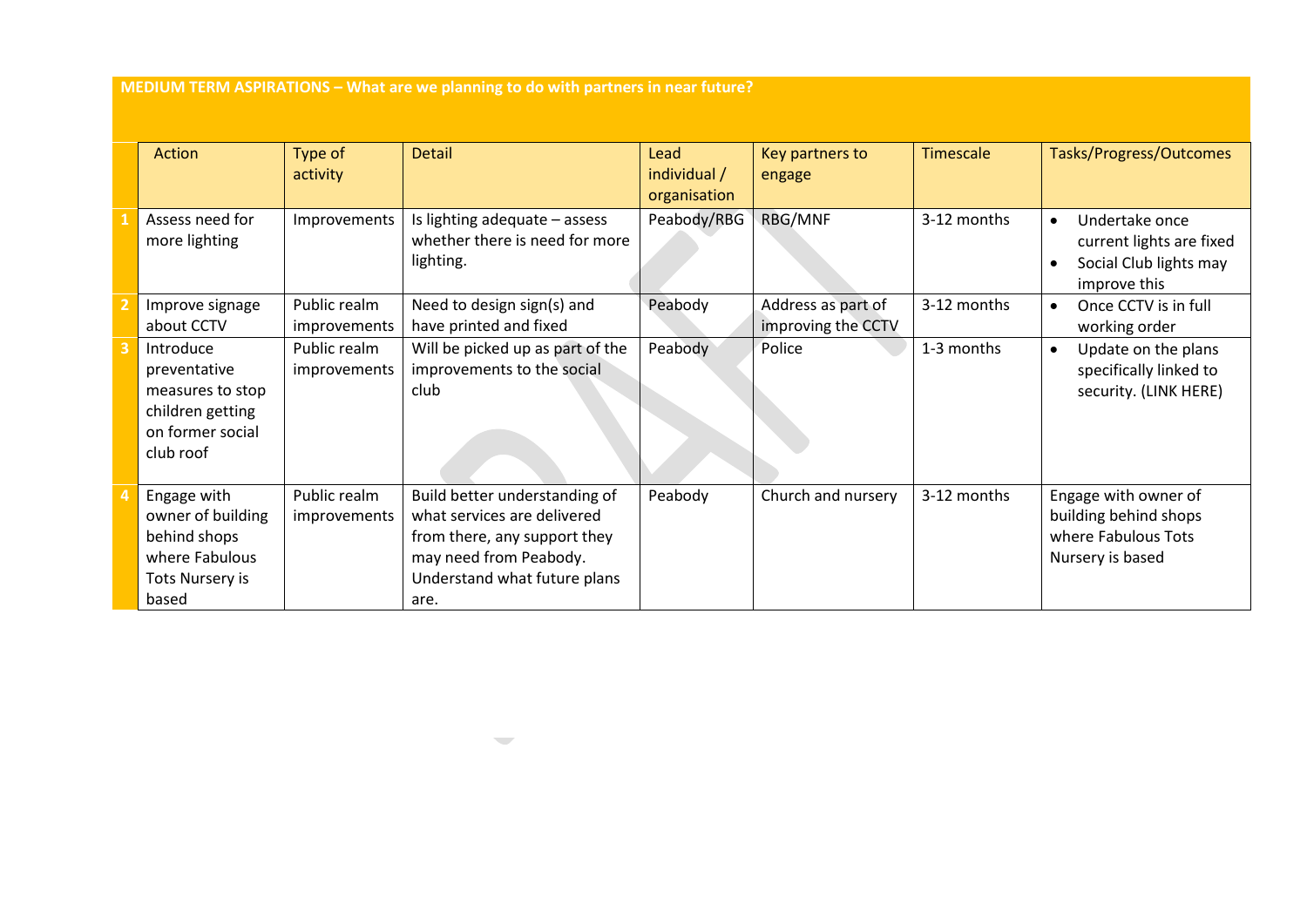**MEDIUM TERM ASPIRATIONS – What are we planning to do with partners in near future?**

| | Action | Type of activity | Detail | Lead individual / organisation | Key partners to engage | Timescale | Tasks/Progress/Outcomes |
|---|---|---|---|---|---|---|---|
| 1 | Assess need for more lighting | Improvements | Is lighting adequate – assess whether there is need for more lighting. | Peabody/RBG | RBG/MNF | 3-12 months | • Undertake once current lights are fixed<br>• Social Club lights may improve this |
| 2 | Improve signage about CCTV | Public realm improvements | Need to design sign(s) and have printed and fixed | Peabody | Address as part of improving the CCTV | 3-12 months | • Once CCTV is in full working order |
| 3 | Introduce preventative measures to stop children getting on former social club roof | Public realm improvements | Will be picked up as part of the improvements to the social club | Peabody | Police | 1-3 months | • Update on the plans specifically linked to security. (LINK HERE) |
| 4 | Engage with owner of building behind shops where Fabulous Tots Nursery is based | Public realm improvements | Build better understanding of what services are delivered from there, any support they may need from Peabody. Understand what future plans are. | Peabody | Church and nursery | 3-12 months | Engage with owner of building behind shops where Fabulous Tots Nursery is based |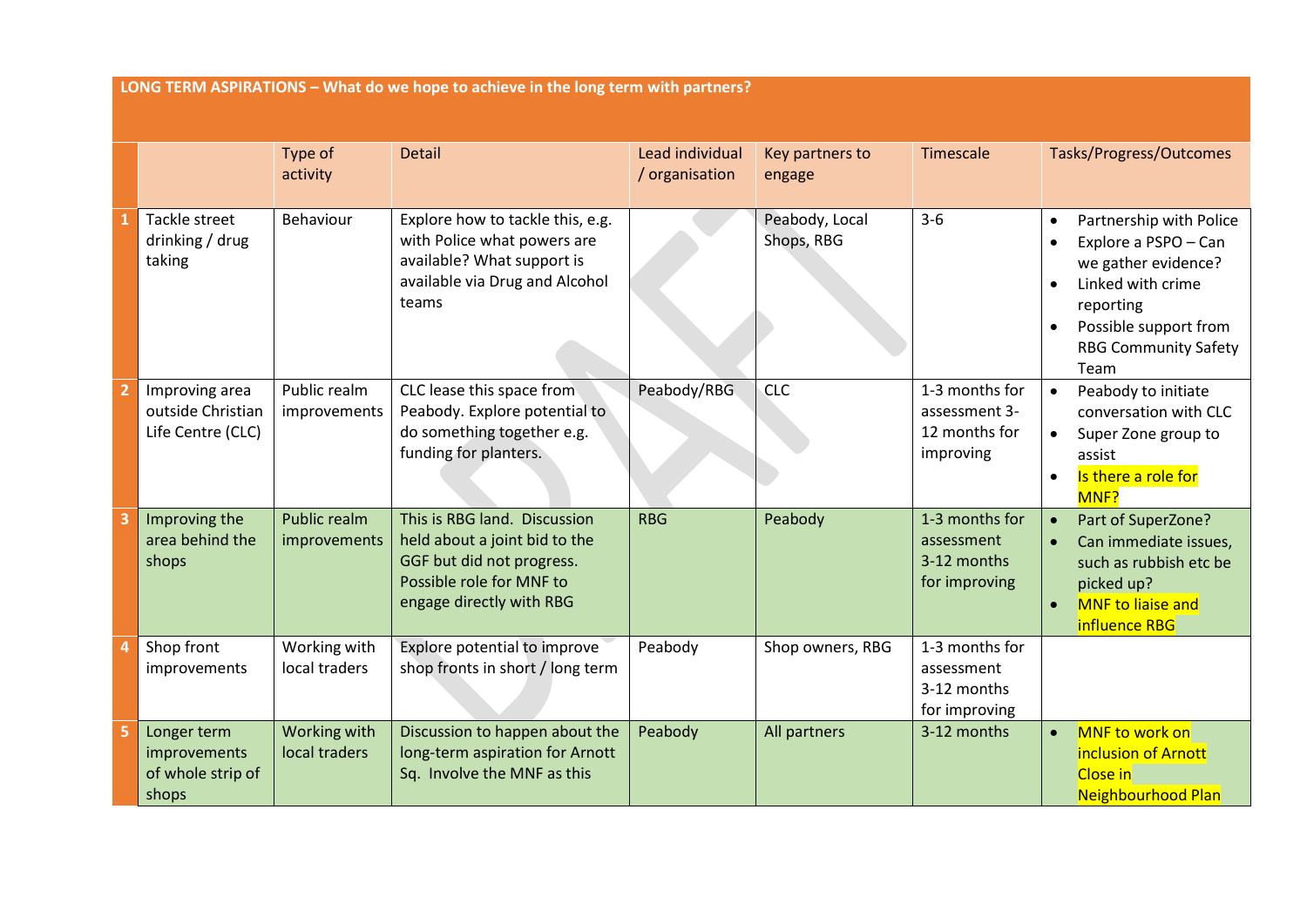**LONG TERM ASPIRATIONS – What do we hope to achieve in the long term with partners?**

| | | Type of activity | Detail | Lead individual / organisation | Key partners to engage | Timescale | Tasks/Progress/Outcomes |
|---|---|---|---|---|---|---|---|
| 1 | Tackle street drinking / drug taking | Behaviour | Explore how to tackle this, e.g. with Police what powers are available? What support is available via Drug and Alcohol teams | | Peabody, Local Shops, RBG | 3-6 | • Partnership with Police<br>• Explore a PSPO – Can we gather evidence?<br>• Linked with crime reporting<br>• Possible support from RBG Community Safety Team |
| 2 | Improving area outside Christian Life Centre (CLC) | Public realm improvements | CLC lease this space from Peabody. Explore potential to do something together e.g. funding for planters. | Peabody/RBG | CLC | 1-3 months for assessment 3-12 months for improving | • Peabody to initiate conversation with CLC<br>• Super Zone group to assist<br>• Is there a role for MNF? |
| 3 | Improving the area behind the shops | Public realm improvements | This is RBG land. Discussion held about a joint bid to the GGF but did not progress. Possible role for MNF to engage directly with RBG | RBG | Peabody | 1-3 months for assessment 3-12 months for improving | • Part of SuperZone?<br>• Can immediate issues, such as rubbish etc be picked up?<br>• MNF to liaise and influence RBG |
| 4 | Shop front improvements | Working with local traders | Explore potential to improve shop fronts in short / long term | Peabody | Shop owners, RBG | 1-3 months for assessment 3-12 months for improving | |
| 5 | Longer term improvements of whole strip of shops | Working with local traders | Discussion to happen about the long-term aspiration for Arnott Sq. Involve the MNF as this | Peabody | All partners | 3-12 months | • MNF to work on inclusion of Arnott Close in Neighbourhood Plan |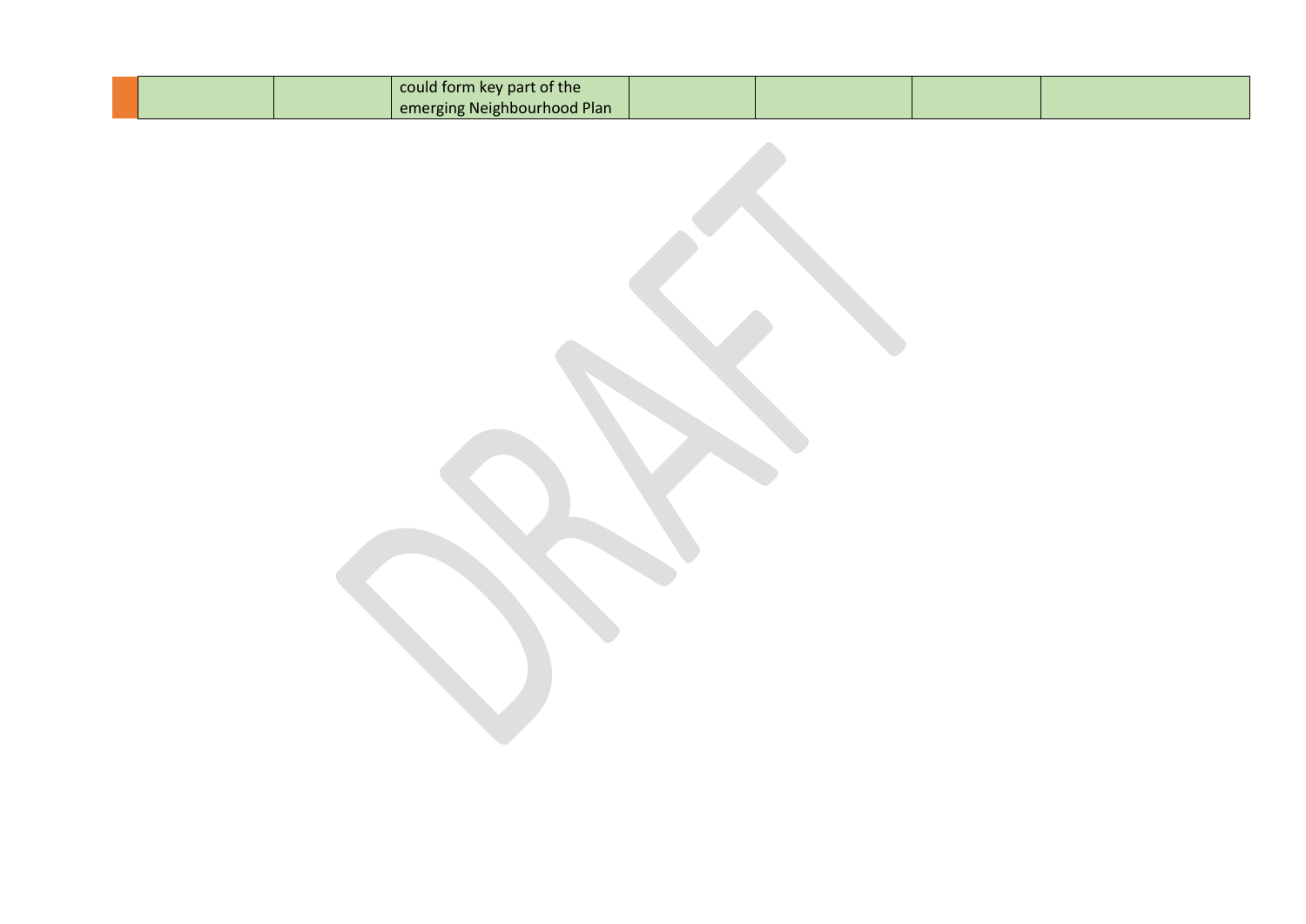| | | | | | | | |
|---|---|---|---|---|---|---|---|
| | | | could form key part of the emerging Neighbourhood Plan | | | | |